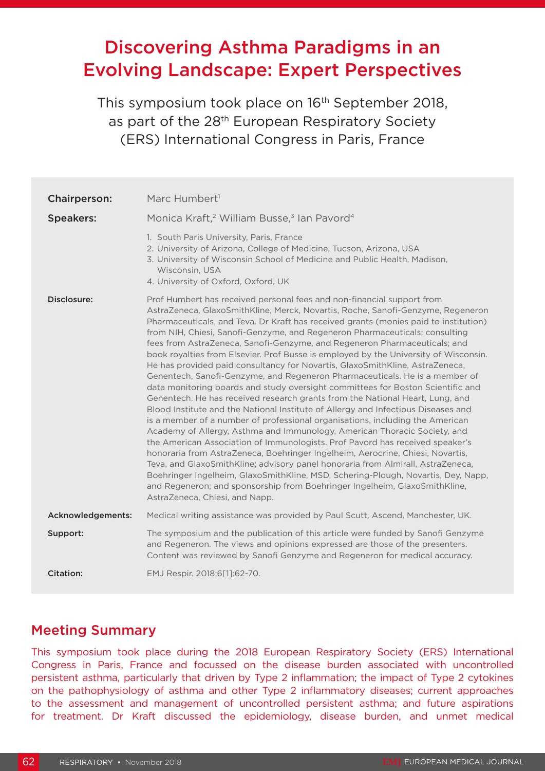# Discovering Asthma Paradigms in an Evolving Landscape: Expert Perspectives

This symposium took place on 16th September 2018, as part of the 28th European Respiratory Society (ERS) International Congress in Paris, France

| | |
|---|---|
| **Chairperson:** | Marc Humbert[1] |
| **Speakers:** | Monica Kraft,[2] William Busse,[3] Ian Pavord[4] |
| | 1. South Paris University, Paris, France<br>2. University of Arizona, College of Medicine, Tucson, Arizona, USA<br>3. University of Wisconsin School of Medicine and Public Health, Madison, Wisconsin, USA<br>4. University of Oxford, Oxford, UK |
| **Disclosure:** | Prof Humbert has received personal fees and non-financial support from AstraZeneca, GlaxoSmithKline, Merck, Novartis, Roche, Sanofi-Genzyme, Regeneron Pharmaceuticals, and Teva. Dr Kraft has received grants (monies paid to institution) from NIH, Chiesi, Sanofi-Genzyme, and Regeneron Pharmaceuticals; consulting fees from AstraZeneca, Sanofi-Genzyme, and Regeneron Pharmaceuticals; and book royalties from Elsevier. Prof Busse is employed by the University of Wisconsin. He has provided paid consultancy for Novartis, GlaxoSmithKline, AstraZeneca, Genentech, Sanofi-Genzyme, and Regeneron Pharmaceuticals. He is a member of data monitoring boards and study oversight committees for Boston Scientific and Genentech. He has received research grants from the National Heart, Lung, and Blood Institute and the National Institute of Allergy and Infectious Diseases and is a member of a number of professional organisations, including the American Academy of Allergy, Asthma and Immunology, American Thoracic Society, and the American Association of Immunologists. Prof Pavord has received speaker's honoraria from AstraZeneca, Boehringer Ingelheim, Aerocrine, Chiesi, Novartis, Teva, and GlaxoSmithKline; advisory panel honoraria from Almirall, AstraZeneca, Boehringer Ingelheim, GlaxoSmithKline, MSD, Schering-Plough, Novartis, Dey, Napp, and Regeneron; and sponsorship from Boehringer Ingelheim, GlaxoSmithKline, AstraZeneca, Chiesi, and Napp. |
| **Acknowledgements:** | Medical writing assistance was provided by Paul Scutt, Ascend, Manchester, UK. |
| **Support:** | The symposium and the publication of this article were funded by Sanofi Genzyme and Regeneron. The views and opinions expressed are those of the presenters. Content was reviewed by Sanofi Genzyme and Regeneron for medical accuracy. |
| **Citation:** | EMJ Respir. 2018;6[1]:62-70. |

## Meeting Summary

This symposium took place during the 2018 European Respiratory Society (ERS) International Congress in Paris, France and focussed on the disease burden associated with uncontrolled persistent asthma, particularly that driven by Type 2 inflammation; the impact of Type 2 cytokines on the pathophysiology of asthma and other Type 2 inflammatory diseases; current approaches to the assessment and management of uncontrolled persistent asthma; and future aspirations for treatment. Dr Kraft discussed the epidemiology, disease burden, and unmet medical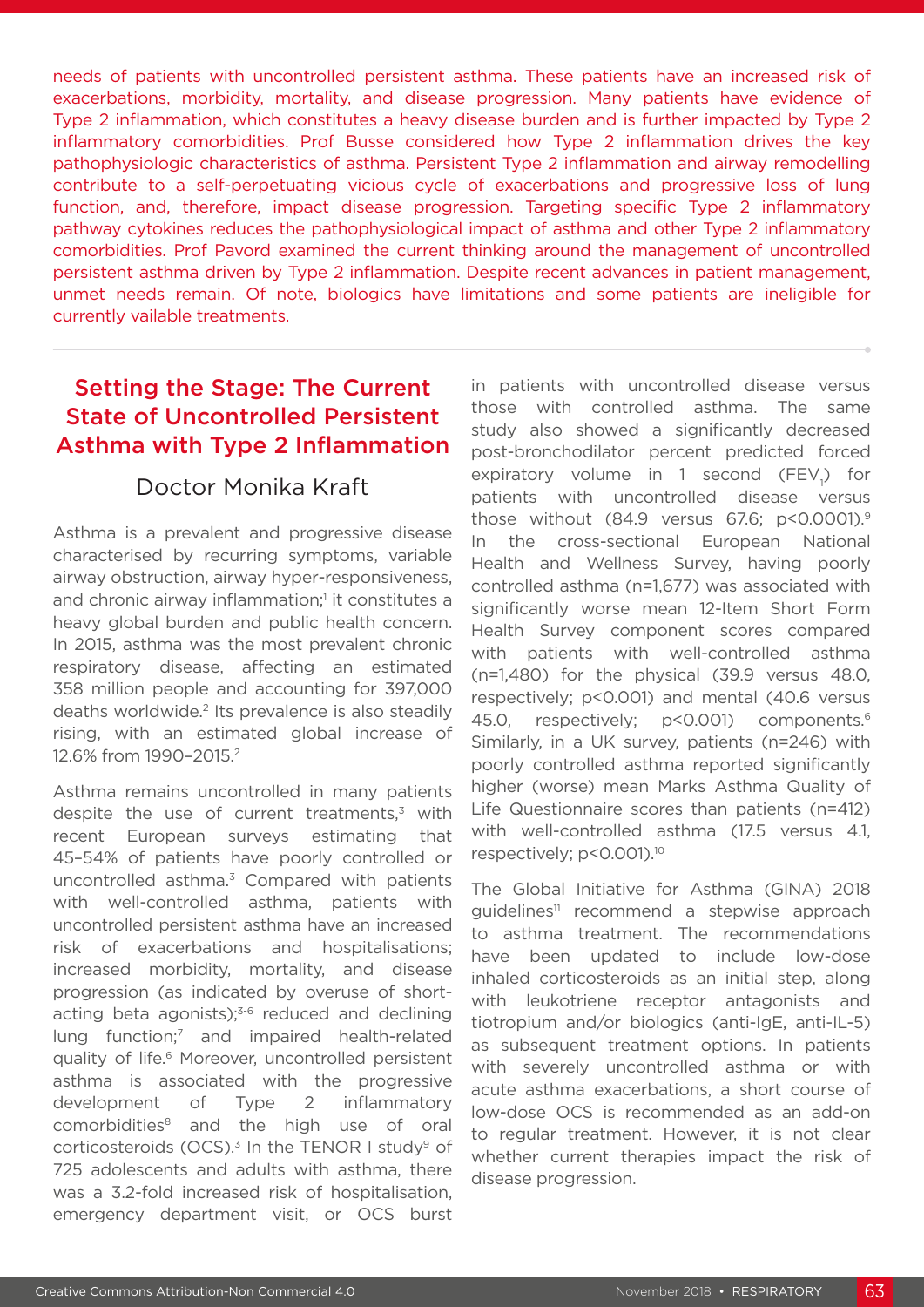needs of patients with uncontrolled persistent asthma. These patients have an increased risk of exacerbations, morbidity, mortality, and disease progression. Many patients have evidence of Type 2 inflammation, which constitutes a heavy disease burden and is further impacted by Type 2 inflammatory comorbidities. Prof Busse considered how Type 2 inflammation drives the key pathophysiologic characteristics of asthma. Persistent Type 2 inflammation and airway remodelling contribute to a self-perpetuating vicious cycle of exacerbations and progressive loss of lung function, and, therefore, impact disease progression. Targeting specific Type 2 inflammatory pathway cytokines reduces the pathophysiological impact of asthma and other Type 2 inflammatory comorbidities. Prof Pavord examined the current thinking around the management of uncontrolled persistent asthma driven by Type 2 inflammation. Despite recent advances in patient management, unmet needs remain. Of note, biologics have limitations and some patients are ineligible for currently vailable treatments.

## Setting the Stage: The Current State of Uncontrolled Persistent Asthma with Type 2 Inflammation

### Doctor Monika Kraft

Asthma is a prevalent and progressive disease characterised by recurring symptoms, variable airway obstruction, airway hyper-responsiveness, and chronic airway inflammation;[1] it constitutes a heavy global burden and public health concern. In 2015, asthma was the most prevalent chronic respiratory disease, affecting an estimated 358 million people and accounting for 397,000 deaths worldwide.[2] Its prevalence is also steadily rising, with an estimated global increase of 12.6% from 1990–2015.[2]

Asthma remains uncontrolled in many patients despite the use of current treatments,[3] with recent European surveys estimating that 45–54% of patients have poorly controlled or uncontrolled asthma.[3] Compared with patients with well-controlled asthma, patients with uncontrolled persistent asthma have an increased risk of exacerbations and hospitalisations; increased morbidity, mortality, and disease progression (as indicated by overuse of short-acting beta agonists);[3-6] reduced and declining lung function;[7] and impaired health-related quality of life.[6] Moreover, uncontrolled persistent asthma is associated with the progressive development of Type 2 inflammatory comorbidities[8] and the high use of oral corticosteroids (OCS).[3] In the TENOR I study[9] of 725 adolescents and adults with asthma, there was a 3.2-fold increased risk of hospitalisation, emergency department visit, or OCS burst in patients with uncontrolled disease versus those with controlled asthma. The same study also showed a significantly decreased post-bronchodilator percent predicted forced expiratory volume in 1 second ($FEV_1$) for patients with uncontrolled disease versus those without (84.9 versus 67.6; $p<0.0001$).[9] In the cross-sectional European National Health and Wellness Survey, having poorly controlled asthma (n=1,677) was associated with significantly worse mean 12-Item Short Form Health Survey component scores compared with patients with well-controlled asthma (n=1,480) for the physical (39.9 versus 48.0, respectively; $p<0.001$) and mental (40.6 versus 45.0, respectively; $p<0.001$) components.[6] Similarly, in a UK survey, patients (n=246) with poorly controlled asthma reported significantly higher (worse) mean Marks Asthma Quality of Life Questionnaire scores than patients (n=412) with well-controlled asthma (17.5 versus 4.1, respectively; $p<0.001$).[10]

The Global Initiative for Asthma (GINA) 2018 guidelines[11] recommend a stepwise approach to asthma treatment. The recommendations have been updated to include low-dose inhaled corticosteroids as an initial step, along with leukotriene receptor antagonists and tiotropium and/or biologics (anti-IgE, anti-IL-5) as subsequent treatment options. In patients with severely uncontrolled asthma or with acute asthma exacerbations, a short course of low-dose OCS is recommended as an add-on to regular treatment. However, it is not clear whether current therapies impact the risk of disease progression.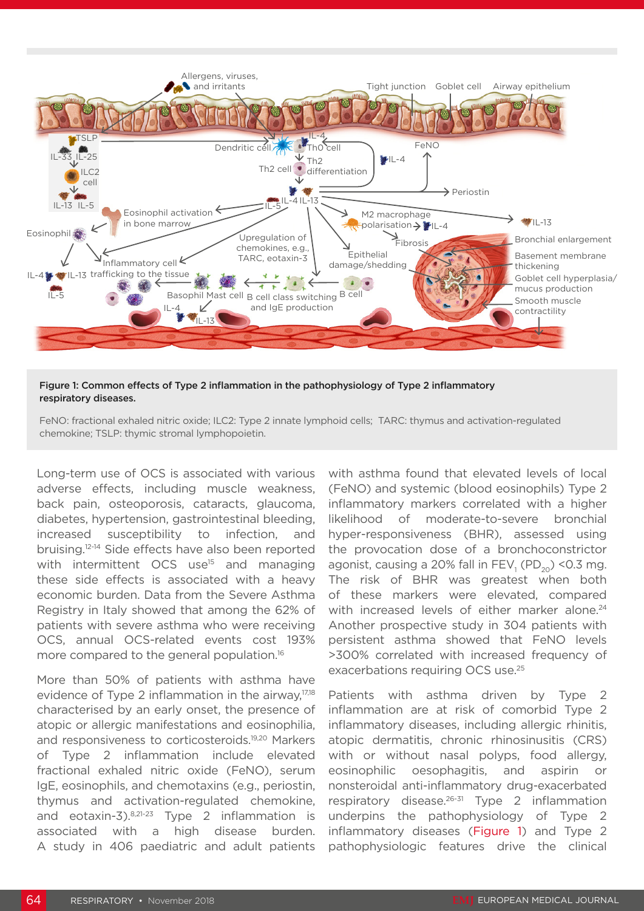**Figure 1: Common effects of Type 2 inflammation in the pathophysiology of Type 2 inflammatory respiratory diseases.**

FeNO: fractional exhaled nitric oxide; ILC2: Type 2 innate lymphoid cells; TARC: thymus and activation-regulated chemokine; TSLP: thymic stromal lymphopoietin.

Long-term use of OCS is associated with various adverse effects, including muscle weakness, back pain, osteoporosis, cataracts, glaucoma, diabetes, hypertension, gastrointestinal bleeding, increased susceptibility to infection, and bruising.[12-14] Side effects have also been reported with intermittent OCS use[15] and managing these side effects is associated with a heavy economic burden. Data from the Severe Asthma Registry in Italy showed that among the 62% of patients with severe asthma who were receiving OCS, annual OCS-related events cost 193% more compared to the general population.[16]

More than 50% of patients with asthma have evidence of Type 2 inflammation in the airway,[17,18] characterised by an early onset, the presence of atopic or allergic manifestations and eosinophilia, and responsiveness to corticosteroids.[19,20] Markers of Type 2 inflammation include elevated fractional exhaled nitric oxide (FeNO), serum IgE, eosinophils, and chemotaxins (e.g., periostin, thymus and activation-regulated chemokine, and eotaxin-3).[8,21-23] Type 2 inflammation is associated with a high disease burden. A study in 406 paediatric and adult patients with asthma found that elevated levels of local (FeNO) and systemic (blood eosinophils) Type 2 inflammatory markers correlated with a higher likelihood of moderate-to-severe bronchial hyper-responsiveness (BHR), assessed using the provocation dose of a bronchoconstrictor agonist, causing a 20% fall in $FEV_1$ ($PD_{20}$) <0.3 mg. The risk of BHR was greatest when both of these markers were elevated, compared with increased levels of either marker alone.[24] Another prospective study in 304 patients with persistent asthma showed that FeNO levels >300% correlated with increased frequency of exacerbations requiring OCS use.[25]

Patients with asthma driven by Type 2 inflammation are at risk of comorbid Type 2 inflammatory diseases, including allergic rhinitis, atopic dermatitis, chronic rhinosinusitis (CRS) with or without nasal polyps, food allergy, eosinophilic oesophagitis, and aspirin or nonsteroidal anti-inflammatory drug-exacerbated respiratory disease.[26-31] Type 2 inflammation underpins the pathophysiology of Type 2 inflammatory diseases (Figure 1) and Type 2 pathophysiologic features drive the clinical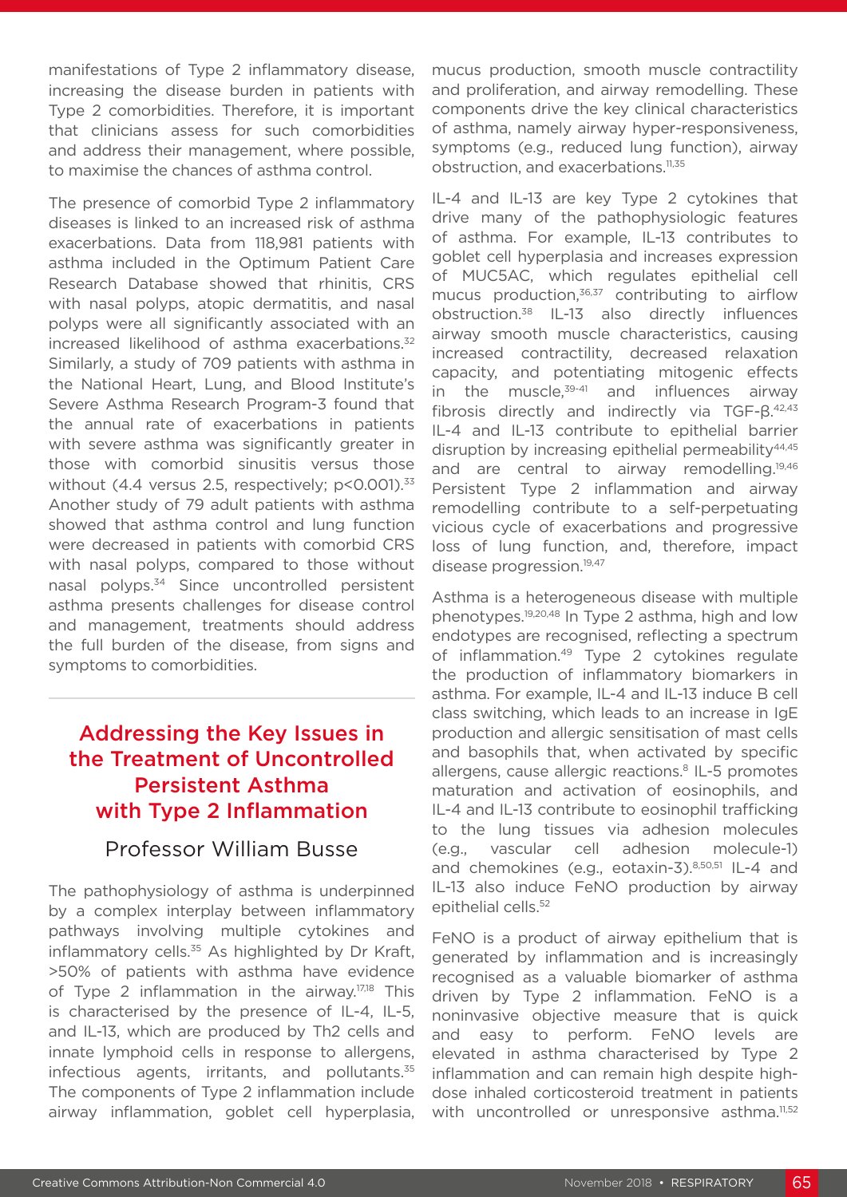manifestations of Type 2 inflammatory disease, increasing the disease burden in patients with Type 2 comorbidities. Therefore, it is important that clinicians assess for such comorbidities and address their management, where possible, to maximise the chances of asthma control.

The presence of comorbid Type 2 inflammatory diseases is linked to an increased risk of asthma exacerbations. Data from 118,981 patients with asthma included in the Optimum Patient Care Research Database showed that rhinitis, CRS with nasal polyps, atopic dermatitis, and nasal polyps were all significantly associated with an increased likelihood of asthma exacerbations.[32] Similarly, a study of 709 patients with asthma in the National Heart, Lung, and Blood Institute's Severe Asthma Research Program-3 found that the annual rate of exacerbations in patients with severe asthma was significantly greater in those with comorbid sinusitis versus those without (4.4 versus 2.5, respectively; $p<0.001$).[33] Another study of 79 adult patients with asthma showed that asthma control and lung function were decreased in patients with comorbid CRS with nasal polyps, compared to those without nasal polyps.[34] Since uncontrolled persistent asthma presents challenges for disease control and management, treatments should address the full burden of the disease, from signs and symptoms to comorbidities.

## Addressing the Key Issues in the Treatment of Uncontrolled Persistent Asthma with Type 2 Inflammation

### Professor William Busse

The pathophysiology of asthma is underpinned by a complex interplay between inflammatory pathways involving multiple cytokines and inflammatory cells.[35] As highlighted by Dr Kraft, >50% of patients with asthma have evidence of Type 2 inflammation in the airway.[17,18] This is characterised by the presence of IL-4, IL-5, and IL-13, which are produced by Th2 cells and innate lymphoid cells in response to allergens, infectious agents, irritants, and pollutants.[35] The components of Type 2 inflammation include airway inflammation, goblet cell hyperplasia, mucus production, smooth muscle contractility and proliferation, and airway remodelling. These components drive the key clinical characteristics of asthma, namely airway hyper-responsiveness, symptoms (e.g., reduced lung function), airway obstruction, and exacerbations.[11,35]

IL-4 and IL-13 are key Type 2 cytokines that drive many of the pathophysiologic features of asthma. For example, IL-13 contributes to goblet cell hyperplasia and increases expression of MUC5AC, which regulates epithelial cell mucus production,[36,37] contributing to airflow obstruction.[38] IL-13 also directly influences airway smooth muscle characteristics, causing increased contractility, decreased relaxation capacity, and potentiating mitogenic effects in the muscle,[39-41] and influences airway fibrosis directly and indirectly via TGF-β.[42,43] IL-4 and IL-13 contribute to epithelial barrier disruption by increasing epithelial permeability[44,45] and are central to airway remodelling.[19,46] Persistent Type 2 inflammation and airway remodelling contribute to a self-perpetuating vicious cycle of exacerbations and progressive loss of lung function, and, therefore, impact disease progression.[19,47]

Asthma is a heterogeneous disease with multiple phenotypes.[19,20,48] In Type 2 asthma, high and low endotypes are recognised, reflecting a spectrum of inflammation.[49] Type 2 cytokines regulate the production of inflammatory biomarkers in asthma. For example, IL-4 and IL-13 induce B cell class switching, which leads to an increase in IgE production and allergic sensitisation of mast cells and basophils that, when activated by specific allergens, cause allergic reactions.[8] IL-5 promotes maturation and activation of eosinophils, and IL-4 and IL-13 contribute to eosinophil trafficking to the lung tissues via adhesion molecules (e.g., vascular cell adhesion molecule-1) and chemokines (e.g., eotaxin-3).[8,50,51] IL-4 and IL-13 also induce FeNO production by airway epithelial cells.[52]

FeNO is a product of airway epithelium that is generated by inflammation and is increasingly recognised as a valuable biomarker of asthma driven by Type 2 inflammation. FeNO is a noninvasive objective measure that is quick and easy to perform. FeNO levels are elevated in asthma characterised by Type 2 inflammation and can remain high despite high-dose inhaled corticosteroid treatment in patients with uncontrolled or unresponsive asthma.[11,52]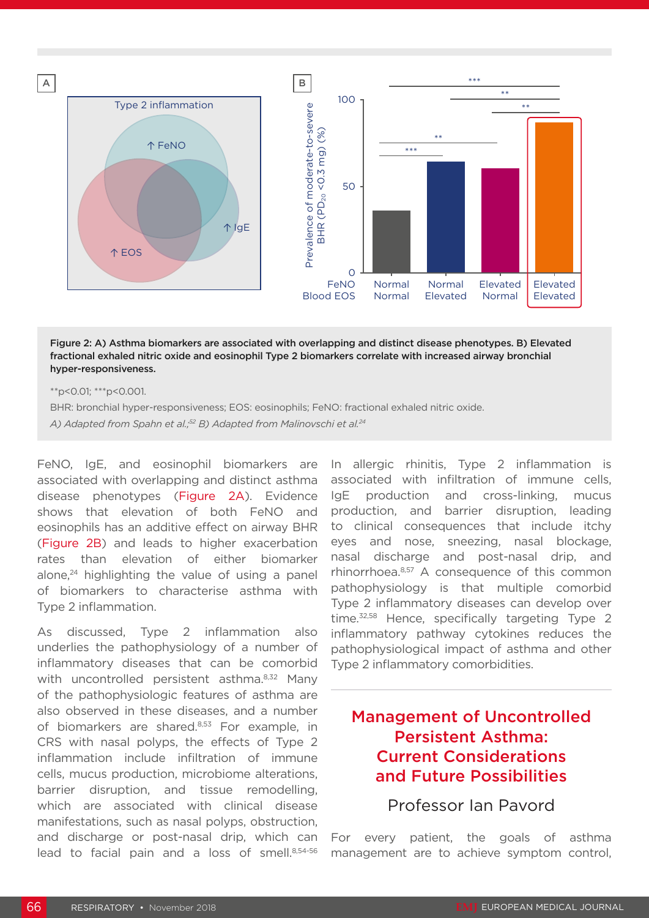Figure 2: A) Asthma biomarkers are associated with overlapping and distinct disease phenotypes. B) Elevated fractional exhaled nitric oxide and eosinophil Type 2 biomarkers correlate with increased airway bronchial hyper-responsiveness.

**p<0.01; ***p<0.001.

BHR: bronchial hyper-responsiveness; EOS: eosinophils; FeNO: fractional exhaled nitric oxide.

*A) Adapted from Spahn et al.;[52] B) Adapted from Malinovschi et al.[24]*

FeNO, IgE, and eosinophil biomarkers are associated with overlapping and distinct asthma disease phenotypes (Figure 2A). Evidence shows that elevation of both FeNO and eosinophils has an additive effect on airway BHR (Figure 2B) and leads to higher exacerbation rates than elevation of either biomarker alone,[24] highlighting the value of using a panel of biomarkers to characterise asthma with Type 2 inflammation.

As discussed, Type 2 inflammation also underlies the pathophysiology of a number of inflammatory diseases that can be comorbid with uncontrolled persistent asthma.[8,32] Many of the pathophysiologic features of asthma are also observed in these diseases, and a number of biomarkers are shared.[8,53] For example, in CRS with nasal polyps, the effects of Type 2 inflammation include infiltration of immune cells, mucus production, microbiome alterations, barrier disruption, and tissue remodelling, which are associated with clinical disease manifestations, such as nasal polyps, obstruction, and discharge or post-nasal drip, which can lead to facial pain and a loss of smell.[8,54-56]

In allergic rhinitis, Type 2 inflammation is associated with infiltration of immune cells, IgE production and cross-linking, mucus production, and barrier disruption, leading to clinical consequences that include itchy eyes and nose, sneezing, nasal blockage, nasal discharge and post-nasal drip, and rhinorrhoea.[8,57] A consequence of this common pathophysiology is that multiple comorbid Type 2 inflammatory diseases can develop over time.[32,58] Hence, specifically targeting Type 2 inflammatory pathway cytokines reduces the pathophysiological impact of asthma and other Type 2 inflammatory comorbidities.

## Management of Uncontrolled Persistent Asthma: Current Considerations and Future Possibilities

### Professor Ian Pavord

For every patient, the goals of asthma management are to achieve symptom control,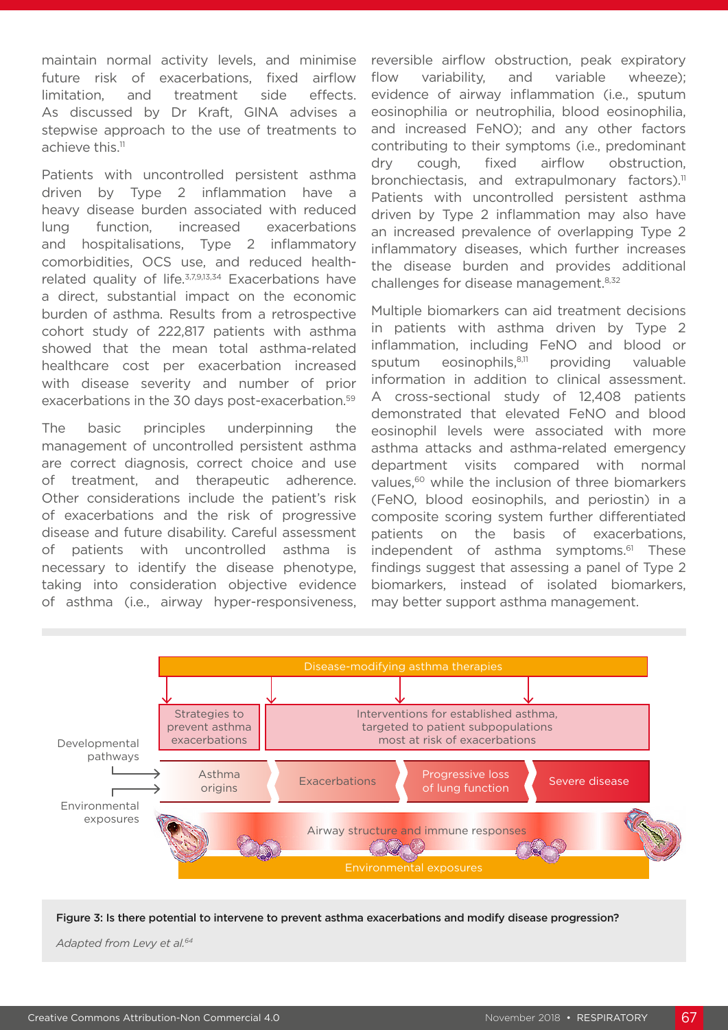maintain normal activity levels, and minimise future risk of exacerbations, fixed airflow limitation, and treatment side effects. As discussed by Dr Kraft, GINA advises a stepwise approach to the use of treatments to achieve this.[11]

Patients with uncontrolled persistent asthma driven by Type 2 inflammation have a heavy disease burden associated with reduced lung function, increased exacerbations and hospitalisations, Type 2 inflammatory comorbidities, OCS use, and reduced health-related quality of life.[3,7,9,13,34] Exacerbations have a direct, substantial impact on the economic burden of asthma. Results from a retrospective cohort study of 222,817 patients with asthma showed that the mean total asthma-related healthcare cost per exacerbation increased with disease severity and number of prior exacerbations in the 30 days post-exacerbation.[59]

The basic principles underpinning the management of uncontrolled persistent asthma are correct diagnosis, correct choice and use of treatment, and therapeutic adherence. Other considerations include the patient's risk of exacerbations and the risk of progressive disease and future disability. Careful assessment of patients with uncontrolled asthma is necessary to identify the disease phenotype, taking into consideration objective evidence of asthma (i.e., airway hyper-responsiveness, reversible airflow obstruction, peak expiratory flow variability, and variable wheeze); evidence of airway inflammation (i.e., sputum eosinophilia or neutrophilia, blood eosinophilia, and increased FeNO); and any other factors contributing to their symptoms (i.e., predominant dry cough, fixed airflow obstruction, bronchiectasis, and extrapulmonary factors).[11] Patients with uncontrolled persistent asthma driven by Type 2 inflammation may also have an increased prevalence of overlapping Type 2 inflammatory diseases, which further increases the disease burden and provides additional challenges for disease management.[8,32]

Multiple biomarkers can aid treatment decisions in patients with asthma driven by Type 2 inflammation, including FeNO and blood or sputum eosinophils,[8,11] providing valuable information in addition to clinical assessment. A cross-sectional study of 12,408 patients demonstrated that elevated FeNO and blood eosinophil levels were associated with more asthma attacks and asthma-related emergency department visits compared with normal values,[60] while the inclusion of three biomarkers (FeNO, blood eosinophils, and periostin) in a composite scoring system further differentiated patients on the basis of exacerbations, independent of asthma symptoms.[61] These findings suggest that assessing a panel of Type 2 biomarkers, instead of isolated biomarkers, may better support asthma management.

**Figure 3: Is there potential to intervene to prevent asthma exacerbations and modify disease progression?**

*Adapted from Levy et al.*[64]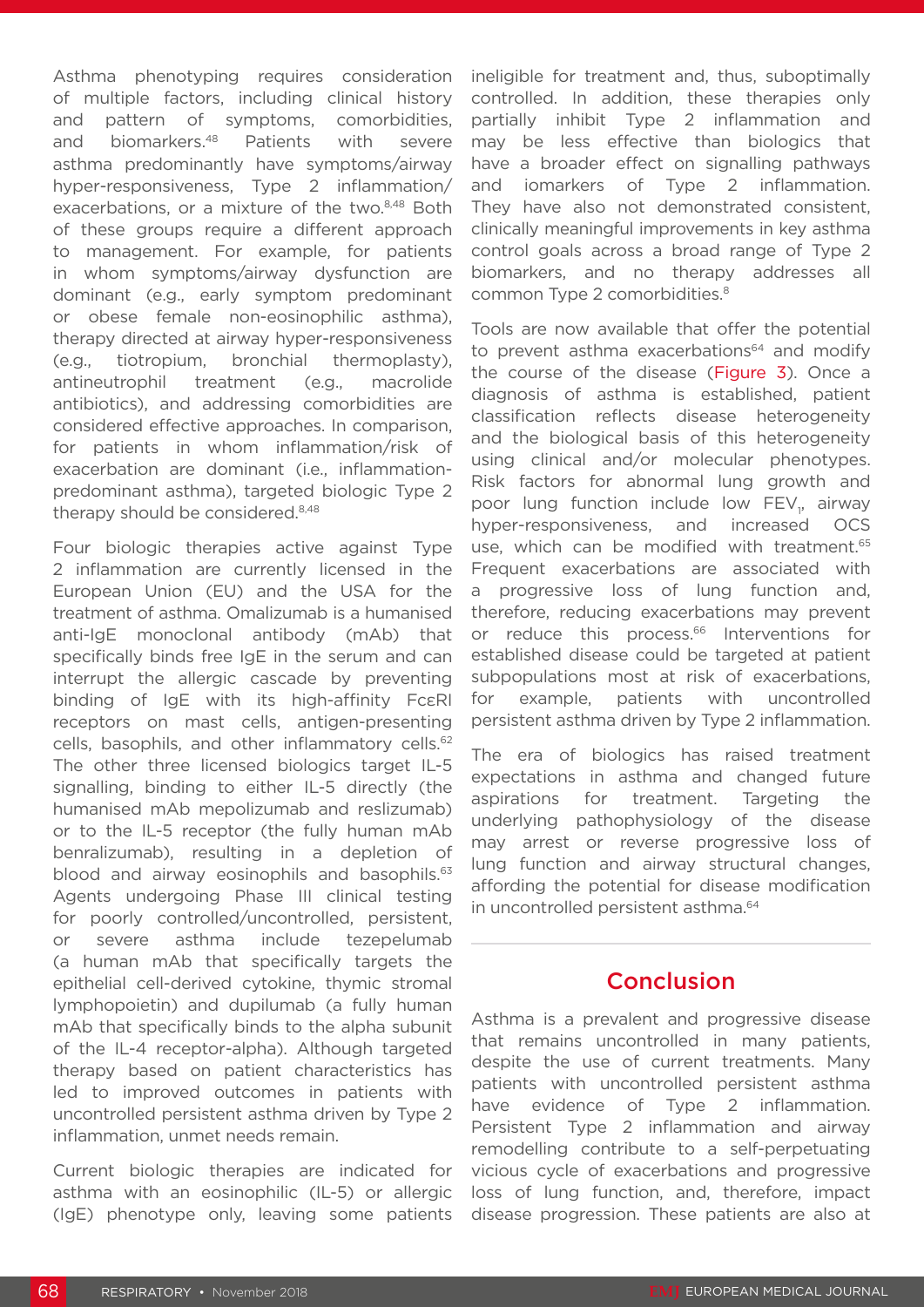Asthma phenotyping requires consideration of multiple factors, including clinical history and pattern of symptoms, comorbidities, and biomarkers.[48] Patients with severe asthma predominantly have symptoms/airway hyper-responsiveness, Type 2 inflammation/exacerbations, or a mixture of the two.[8,48] Both of these groups require a different approach to management. For example, for patients in whom symptoms/airway dysfunction are dominant (e.g., early symptom predominant or obese female non-eosinophilic asthma), therapy directed at airway hyper-responsiveness (e.g., tiotropium, bronchial thermoplasty), antineutrophil treatment (e.g., macrolide antibiotics), and addressing comorbidities are considered effective approaches. In comparison, for patients in whom inflammation/risk of exacerbation are dominant (i.e., inflammation-predominant asthma), targeted biologic Type 2 therapy should be considered.[8,48]

Four biologic therapies active against Type 2 inflammation are currently licensed in the European Union (EU) and the USA for the treatment of asthma. Omalizumab is a humanised anti-IgE monoclonal antibody (mAb) that specifically binds free IgE in the serum and can interrupt the allergic cascade by preventing binding of IgE with its high-affinity FcεRI receptors on mast cells, antigen-presenting cells, basophils, and other inflammatory cells.[62] The other three licensed biologics target IL-5 signalling, binding to either IL-5 directly (the humanised mAb mepolizumab and reslizumab) or to the IL-5 receptor (the fully human mAb benralizumab), resulting in a depletion of blood and airway eosinophils and basophils.[63] Agents undergoing Phase III clinical testing for poorly controlled/uncontrolled, persistent, or severe asthma include tezepelumab (a human mAb that specifically targets the epithelial cell-derived cytokine, thymic stromal lymphopoietin) and dupilumab (a fully human mAb that specifically binds to the alpha subunit of the IL-4 receptor-alpha). Although targeted therapy based on patient characteristics has led to improved outcomes in patients with uncontrolled persistent asthma driven by Type 2 inflammation, unmet needs remain.

Current biologic therapies are indicated for asthma with an eosinophilic (IL-5) or allergic (IgE) phenotype only, leaving some patients ineligible for treatment and, thus, suboptimally controlled. In addition, these therapies only partially inhibit Type 2 inflammation and may be less effective than biologics that have a broader effect on signalling pathways and iomarkers of Type 2 inflammation. They have also not demonstrated consistent, clinically meaningful improvements in key asthma control goals across a broad range of Type 2 biomarkers, and no therapy addresses all common Type 2 comorbidities.[8]

Tools are now available that offer the potential to prevent asthma exacerbations[64] and modify the course of the disease (Figure 3). Once a diagnosis of asthma is established, patient classification reflects disease heterogeneity and the biological basis of this heterogeneity using clinical and/or molecular phenotypes. Risk factors for abnormal lung growth and poor lung function include low $FEV_1$, airway hyper-responsiveness, and increased OCS use, which can be modified with treatment.[65] Frequent exacerbations are associated with a progressive loss of lung function and, therefore, reducing exacerbations may prevent or reduce this process.[66] Interventions for established disease could be targeted at patient subpopulations most at risk of exacerbations, for example, patients with uncontrolled persistent asthma driven by Type 2 inflammation.

The era of biologics has raised treatment expectations in asthma and changed future aspirations for treatment. Targeting the underlying pathophysiology of the disease may arrest or reverse progressive loss of lung function and airway structural changes, affording the potential for disease modification in uncontrolled persistent asthma.[64]

## Conclusion

Asthma is a prevalent and progressive disease that remains uncontrolled in many patients, despite the use of current treatments. Many patients with uncontrolled persistent asthma have evidence of Type 2 inflammation. Persistent Type 2 inflammation and airway remodelling contribute to a self-perpetuating vicious cycle of exacerbations and progressive loss of lung function, and, therefore, impact disease progression. These patients are also at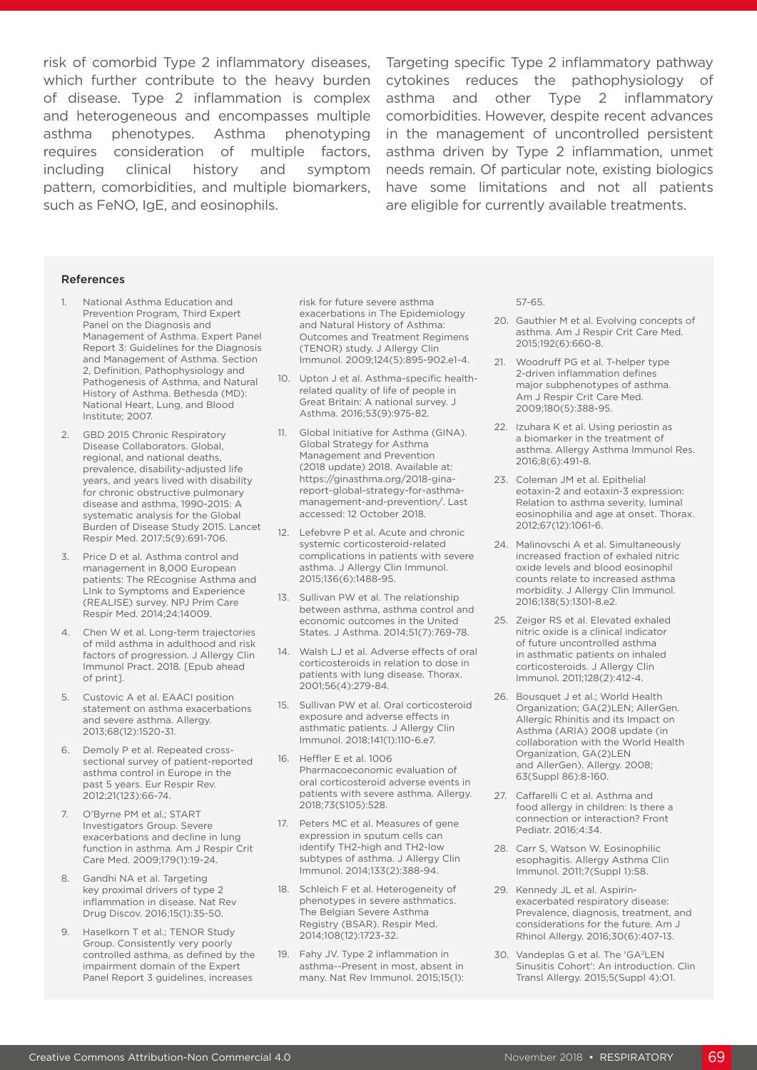risk of comorbid Type 2 inflammatory diseases, which further contribute to the heavy burden of disease. Type 2 inflammation is complex and heterogeneous and encompasses multiple asthma phenotypes. Asthma phenotyping requires consideration of multiple factors, including clinical history and symptom pattern, comorbidities, and multiple biomarkers, such as FeNO, IgE, and eosinophils.

Targeting specific Type 2 inflammatory pathway cytokines reduces the pathophysiology of asthma and other Type 2 inflammatory comorbidities. However, despite recent advances in the management of uncontrolled persistent asthma driven by Type 2 inflammation, unmet needs remain. Of particular note, existing biologics have some limitations and not all patients are eligible for currently available treatments.

#### References

1. National Asthma Education and Prevention Program, Third Expert Panel on the Diagnosis and Management of Asthma. Expert Panel Report 3: Guidelines for the Diagnosis and Management of Asthma. Section 2, Definition, Pathophysiology and Pathogenesis of Asthma, and Natural History of Asthma. Bethesda (MD): National Heart, Lung, and Blood Institute; 2007.
2. GBD 2015 Chronic Respiratory Disease Collaborators. Global, regional, and national deaths, prevalence, disability-adjusted life years, and years lived with disability for chronic obstructive pulmonary disease and asthma, 1990-2015: A systematic analysis for the Global Burden of Disease Study 2015. Lancet Respir Med. 2017;5(9):691-706.
3. Price D et al. Asthma control and management in 8,000 European patients: The REcognise Asthma and LInk to Symptoms and Experience (REALISE) survey. NPJ Prim Care Respir Med. 2014;24:14009.
4. Chen W et al. Long-term trajectories of mild asthma in adulthood and risk factors of progression. J Allergy Clin Immunol Pract. 2018. [Epub ahead of print].
5. Custovic A et al. EAACI position statement on asthma exacerbations and severe asthma. Allergy. 2013;68(12):1520-31.
6. Demoly P et al. Repeated cross-sectional survey of patient-reported asthma control in Europe in the past 5 years. Eur Respir Rev. 2012;21(123):66-74.
7. O'Byrne PM et al.; START Investigators Group. Severe exacerbations and decline in lung function in asthma. Am J Respir Crit Care Med. 2009;179(1):19-24.
8. Gandhi NA et al. Targeting key proximal drivers of type 2 inflammation in disease. Nat Rev Drug Discov. 2016;15(1):35-50.
9. Haselkorn T et al.; TENOR Study Group. Consistently very poorly controlled asthma, as defined by the impairment domain of the Expert Panel Report 3 guidelines, increases risk for future severe asthma exacerbations in The Epidemiology and Natural History of Asthma: Outcomes and Treatment Regimens (TENOR) study. J Allergy Clin Immunol. 2009;124(5):895-902.e1-4.
10. Upton J et al. Asthma-specific health-related quality of life of people in Great Britain: A national survey. J Asthma. 2016;53(9):975-82.
11. Global Initiative for Asthma (GINA). Global Strategy for Asthma Management and Prevention (2018 update) 2018. Available at: https://ginasthma.org/2018-gina-report-global-strategy-for-asthma-management-and-prevention/. Last accessed: 12 October 2018.
12. Lefebvre P et al. Acute and chronic systemic corticosteroid-related complications in patients with severe asthma. J Allergy Clin Immunol. 2015;136(6):1488-95.
13. Sullivan PW et al. The relationship between asthma, asthma control and economic outcomes in the United States. J Asthma. 2014;51(7):769-78.
14. Walsh LJ et al. Adverse effects of oral corticosteroids in relation to dose in patients with lung disease. Thorax. 2001;56(4):279-84.
15. Sullivan PW et al. Oral corticosteroid exposure and adverse effects in asthmatic patients. J Allergy Clin Immunol. 2018;141(1):110-6.e7.
16. Heffler E et al. 1006 Pharmacoeconomic evaluation of oral corticosteroid adverse events in patients with severe asthma. Allergy. 2018;73(S105):528.
17. Peters MC et al. Measures of gene expression in sputum cells can identify TH2-high and TH2-low subtypes of asthma. J Allergy Clin Immunol. 2014;133(2):388-94.
18. Schleich F et al. Heterogeneity of phenotypes in severe asthmatics. The Belgian Severe Asthma Registry (BSAR). Respir Med. 2014;108(12):1723-32.
19. Fahy JV. Type 2 inflammation in asthma--Present in most, absent in many. Nat Rev Immunol. 2015;15(1):57-65.
20. Gauthier M et al. Evolving concepts of asthma. Am J Respir Crit Care Med. 2015;192(6):660-8.
21. Woodruff PG et al. T-helper type 2-driven inflammation defines major subphenotypes of asthma. Am J Respir Crit Care Med. 2009;180(5):388-95.
22. Izuhara K et al. Using periostin as a biomarker in the treatment of asthma. Allergy Asthma Immunol Res. 2016;8(6):491-8.
23. Coleman JM et al. Epithelial eotaxin-2 and eotaxin-3 expression: Relation to asthma severity, luminal eosinophilia and age at onset. Thorax. 2012;67(12):1061-6.
24. Malinovschi A et al. Simultaneously increased fraction of exhaled nitric oxide levels and blood eosinophil counts relate to increased asthma morbidity. J Allergy Clin Immunol. 2016;138(5):1301-8.e2.
25. Zeiger RS et al. Elevated exhaled nitric oxide is a clinical indicator of future uncontrolled asthma in asthmatic patients on inhaled corticosteroids. J Allergy Clin Immunol. 2011;128(2):412-4.
26. Bousquet J et al.; World Health Organization; GA(2)LEN; AllerGen. Allergic Rhinitis and its Impact on Asthma (ARIA) 2008 update (in collaboration with the World Health Organization, GA(2)LEN and AllerGen). Allergy. 2008; 63(Suppl 86):8-160.
27. Caffarelli C et al. Asthma and food allergy in children: Is there a connection or interaction? Front Pediatr. 2016;4:34.
28. Carr S, Watson W. Eosinophilic esophagitis. Allergy Asthma Clin Immunol. 2011;7(Suppl 1):S8.
29. Kennedy JL et al. Aspirin-exacerbated respiratory disease: Prevalence, diagnosis, treatment, and considerations for the future. Am J Rhinol Allergy. 2016;30(6):407-13.
30. Vandeplas G et al. The 'GA$^2$LEN Sinusitis Cohort': An introduction. Clin Transl Allergy. 2015;5(Suppl 4):O1.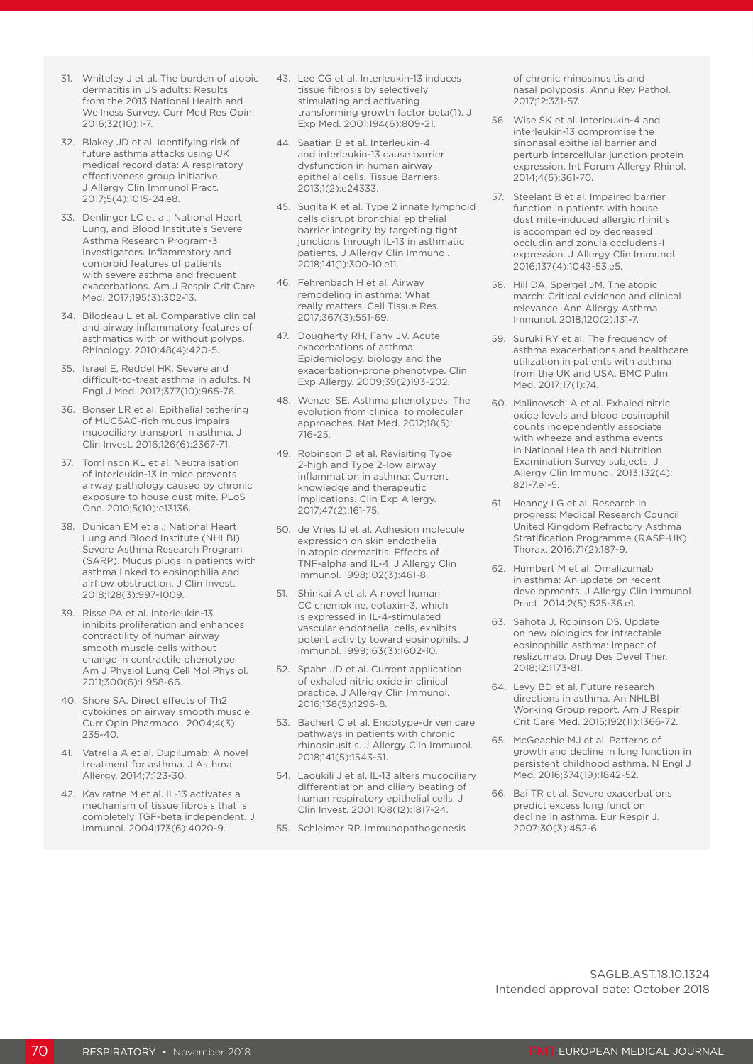31. Whiteley J et al. The burden of atopic dermatitis in US adults: Results from the 2013 National Health and Wellness Survey. Curr Med Res Opin. 2016;32(10):1-7.

32. Blakey JD et al. Identifying risk of future asthma attacks using UK medical record data: A respiratory effectiveness group initiative. J Allergy Clin Immunol Pract. 2017;5(4):1015-24.e8.

33. Denlinger LC et al.; National Heart, Lung, and Blood Institute's Severe Asthma Research Program-3 Investigators. Inflammatory and comorbid features of patients with severe asthma and frequent exacerbations. Am J Respir Crit Care Med. 2017;195(3):302-13.

34. Bilodeau L et al. Comparative clinical and airway inflammatory features of asthmatics with or without polyps. Rhinology. 2010;48(4):420-5.

35. Israel E, Reddel HK. Severe and difficult-to-treat asthma in adults. N Engl J Med. 2017;377(10):965-76.

36. Bonser LR et al. Epithelial tethering of MUC5AC-rich mucus impairs mucociliary transport in asthma. J Clin Invest. 2016;126(6):2367-71.

37. Tomlinson KL et al. Neutralisation of interleukin-13 in mice prevents airway pathology caused by chronic exposure to house dust mite. PLoS One. 2010;5(10):e13136.

38. Dunican EM et al.; National Heart Lung and Blood Institute (NHLBI) Severe Asthma Research Program (SARP). Mucus plugs in patients with asthma linked to eosinophilia and airflow obstruction. J Clin Invest. 2018;128(3):997-1009.

39. Risse PA et al. Interleukin-13 inhibits proliferation and enhances contractility of human airway smooth muscle cells without change in contractile phenotype. Am J Physiol Lung Cell Mol Physiol. 2011;300(6):L958-66.

40. Shore SA. Direct effects of Th2 cytokines on airway smooth muscle. Curr Opin Pharmacol. 2004;4(3): 235-40.

41. Vatrella A et al. Dupilumab: A novel treatment for asthma. J Asthma Allergy. 2014;7:123-30.

42. Kaviratne M et al. IL-13 activates a mechanism of tissue fibrosis that is completely TGF-beta independent. J Immunol. 2004;173(6):4020-9.

43. Lee CG et al. Interleukin-13 induces tissue fibrosis by selectively stimulating and activating transforming growth factor beta(1). J Exp Med. 2001;194(6):809-21.

44. Saatian B et al. Interleukin-4 and interleukin-13 cause barrier dysfunction in human airway epithelial cells. Tissue Barriers. 2013;1(2):e24333.

45. Sugita K et al. Type 2 innate lymphoid cells disrupt bronchial epithelial barrier integrity by targeting tight junctions through IL-13 in asthmatic patients. J Allergy Clin Immunol. 2018;141(1):300-10.e11.

46. Fehrenbach H et al. Airway remodeling in asthma: What really matters. Cell Tissue Res. 2017;367(3):551-69.

47. Dougherty RH, Fahy JV. Acute exacerbations of asthma: Epidemiology, biology and the exacerbation-prone phenotype. Clin Exp Allergy. 2009;39(2)193-202.

48. Wenzel SE. Asthma phenotypes: The evolution from clinical to molecular approaches. Nat Med. 2012;18(5): 716-25.

49. Robinson D et al. Revisiting Type 2-high and Type 2-low airway inflammation in asthma: Current knowledge and therapeutic implications. Clin Exp Allergy. 2017;47(2):161-75.

50. de Vries IJ et al. Adhesion molecule expression on skin endothelia in atopic dermatitis: Effects of TNF-alpha and IL-4. J Allergy Clin Immunol. 1998;102(3):461-8.

51. Shinkai A et al. A novel human CC chemokine, eotaxin-3, which is expressed in IL-4-stimulated vascular endothelial cells, exhibits potent activity toward eosinophils. J Immunol. 1999;163(3):1602-10.

52. Spahn JD et al. Current application of exhaled nitric oxide in clinical practice. J Allergy Clin Immunol. 2016;138(5):1296-8.

53. Bachert C et al. Endotype-driven care pathways in patients with chronic rhinosinusitis. J Allergy Clin Immunol. 2018;141(5):1543-51.

54. Laoukili J et al. IL-13 alters mucociliary differentiation and ciliary beating of human respiratory epithelial cells. J Clin Invest. 2001;108(12):1817-24.

55. Schleimer RP. Immunopathogenesis of chronic rhinosinusitis and nasal polyposis. Annu Rev Pathol. 2017;12:331-57.

56. Wise SK et al. Interleukin-4 and interleukin-13 compromise the sinonasal epithelial barrier and perturb intercellular junction protein expression. Int Forum Allergy Rhinol. 2014;4(5):361-70.

57. Steelant B et al. Impaired barrier function in patients with house dust mite-induced allergic rhinitis is accompanied by decreased occludin and zonula occludens-1 expression. J Allergy Clin Immunol. 2016;137(4):1043-53.e5.

58. Hill DA, Spergel JM. The atopic march: Critical evidence and clinical relevance. Ann Allergy Asthma Immunol. 2018;120(2):131-7.

59. Suruki RY et al. The frequency of asthma exacerbations and healthcare utilization in patients with asthma from the UK and USA. BMC Pulm Med. 2017;17(1):74.

60. Malinovschi A et al. Exhaled nitric oxide levels and blood eosinophil counts independently associate with wheeze and asthma events in National Health and Nutrition Examination Survey subjects. J Allergy Clin Immunol. 2013;132(4): 821-7.e1-5.

61. Heaney LG et al. Research in progress: Medical Research Council United Kingdom Refractory Asthma Stratification Programme (RASP-UK). Thorax. 2016;71(2):187-9.

62. Humbert M et al. Omalizumab in asthma: An update on recent developments. J Allergy Clin Immunol Pract. 2014;2(5):525-36.e1.

63. Sahota J, Robinson DS. Update on new biologics for intractable eosinophilic asthma: Impact of reslizumab. Drug Des Devel Ther. 2018;12:1173-81.

64. Levy BD et al. Future research directions in asthma. An NHLBI Working Group report. Am J Respir Crit Care Med. 2015;192(11):1366-72.

65. McGeachie MJ et al. Patterns of growth and decline in lung function in persistent childhood asthma. N Engl J Med. 2016;374(19):1842-52.

66. Bai TR et al. Severe exacerbations predict excess lung function decline in asthma. Eur Respir J. 2007;30(3):452-6.

SAGLB.AST.18.10.1324
Intended approval date: October 2018